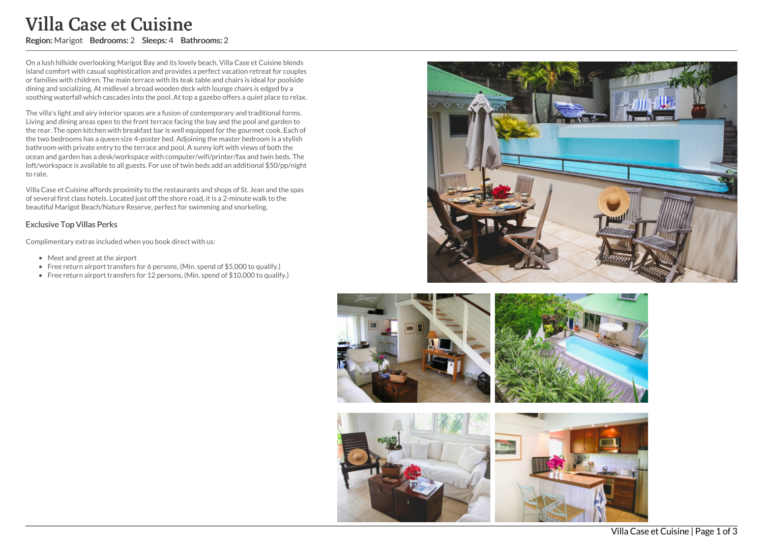# Villa Case et Cuisine

**Region:** Marigot **Bedrooms:** 2 **Sleeps:** 4 **Bathrooms:** 2

On a lush hillside overlooking Marigot Bay and its lovely beach, Villa Case et Cuisine blends island comfort with casual sophistication and provides a perfect vacation retreat for couples or families with children. The main terrace with its teak table and chairs is ideal for poolside dining and socializing. At midlevel a broad wooden deck with lounge chairs is edged by a soothing waterfall which cascades into the pool. At top a gazebo offers a quiet place to relax.

The villa's light and airy interior spaces are a fusion of contemporary and traditional forms. Living and dining areas open to the front terrace facing the bay and the pool and garden to the rear. The open kitchen with breakfast bar is well equipped for the gourmet cook. Each of the two bedrooms has a queen size 4-poster bed. Adjoining the master bedroom is a stylish bathroom with private entry to the terrace and pool. A sunny loft with views of both the ocean and garden has a desk/workspace with computer/wifi/printer/fax and twin beds. The loft/workspace is available to all guests. For use of twin beds add an additional $50/pp/night to rate.

Villa Case et Cuisine affords proximity to the restaurants and shops of St. Jean and the spas of several first class hotels. Located just off the shore road, it is a 2-minute walk to the beautiful Marigot Beach/Nature Reserve, perfect for swimming and snorkeling.

### Exclusive Top Villas Perks

Complimentary extras included when you book direct with us:

- Meet and greet at the airport
- Free return airport transfers for 6 persons, (Min. spend of $5,000 to qualify.)
- Free return airport transfers for 12 persons, (Min. spend of $10,000 to qualify.)